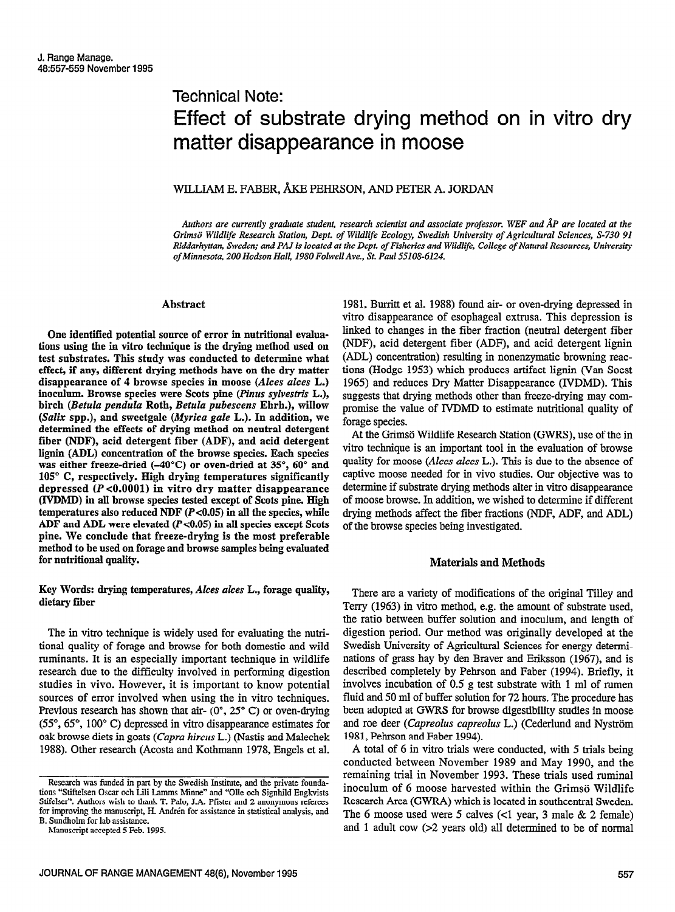Technical Note:

# Effect of substrate drying method on in vitro dry matter disappearance in moose

WILLIAM E. FABER, ÅKE PEHRSON, AND PETER A. JORDAN

*Authors are currently graduate student, research scientist and associate professor. WEF and ÅP are located at the Grimsö Wildlife Research Station, Dept. of Wildlife Ecology, Swedish University of Agricultural Sciences, S-730 91 Riddarhyttan, Sweden; and PAJ is located at the Dept. of Fisheries and Wildlife, College of Natural Resources, University of Minnesota, 200 Hodson Hall, 1980 Folwell Ave., St. Paul 55108-6124.*

## Abstract

**One identified potential source of error in nutritional evaluations using the in vitro technique is the drying method used on test substrates. This study was conducted to determine what effect, if any, different drying methods have on the dry matter disappearance of 4 browse species in moose (*Alces alces* L.) inoculum. Browse species were Scots pine (*Pinus sylvestris* L.), birch (*Betula pendula* Roth, *Betula pubescens* Ehrh.), willow (*Salix* spp.), and sweetgale (*Myrica gale* L.). In addition, we determined the effects of drying method on neutral detergent fiber (NDF), acid detergent fiber (ADF), and acid detergent lignin (ADL) concentration of the browse species. Each species was either freeze-dried (–40°C) or oven-dried at 35°, 60° and 105° C, respectively. High drying temperatures significantly depressed ($P<0.0001$) in vitro dry matter disappearance (IVDMD) in all browse species tested except of Scots pine. High temperatures also reduced NDF ($P<0.05$) in all the species, while ADF and ADL were elevated ($P<0.05$) in all species except Scots pine. We conclude that freeze-drying is the most preferable method to be used on forage and browse samples being evaluated for nutritional quality.**

**Key Words: drying temperatures, *Alces alces* L., forage quality, dietary fiber**

The in vitro technique is widely used for evaluating the nutritional quality of forage and browse for both domestic and wild ruminants. It is an especially important technique in wildlife research due to the difficulty involved in performing digestion studies in vivo. However, it is important to know potential sources of error involved when using the in vitro techniques. Previous research has shown that air- (0°, 25° C) or oven-drying (55°, 65°, 100° C) depressed in vitro disappearance estimates for oak browse diets in goats (*Capra hircus* L.) (Nastis and Malechek 1988). Other research (Acosta and Kothmann 1978, Engels et al. 1981, Burritt et al. 1988) found air- or oven-drying depressed in vitro disappearance of esophageal extrusa. This depression is linked to changes in the fiber fraction (neutral detergent fiber (NDF), acid detergent fiber (ADF), and acid detergent lignin (ADL) concentration) resulting in nonenzymatic browning reactions (Hodge 1953) which produces artifact lignin (Van Soest 1965) and reduces Dry Matter Disappearance (IVDMD). This suggests that drying methods other than freeze-drying may compromise the value of IVDMD to estimate nutritional quality of forage species.

At the Grimsö Wildlife Research Station (GWRS), use of the in vitro technique is an important tool in the evaluation of browse quality for moose (*Alces alces* L.). This is due to the absence of captive moose needed for in vivo studies. Our objective was to determine if substrate drying methods alter in vitro disappearance of moose browse. In addition, we wished to determine if different drying methods affect the fiber fractions (NDF, ADF, and ADL) of the browse species being investigated.

## Materials and Methods

There are a variety of modifications of the original Tilley and Terry (1963) in vitro method, e.g. the amount of substrate used, the ratio between buffer solution and inoculum, and length of digestion period. Our method was originally developed at the Swedish University of Agricultural Sciences for energy determinations of grass hay by den Braver and Eriksson (1967), and is described completely by Pehrson and Faber (1994). Briefly, it involves incubation of 0.5 g test substrate with 1 ml of rumen fluid and 50 ml of buffer solution for 72 hours. The procedure has been adopted at GWRS for browse digestibility studies in moose and roe deer (*Capreolus capreolus* L.) (Cederlund and Nyström 1981, Pehrson and Faber 1994).

A total of 6 in vitro trials were conducted, with 5 trials being conducted between November 1989 and May 1990, and the remaining trial in November 1993. These trials used ruminal inoculum of 6 moose harvested within the Grimsö Wildlife Research Area (GWRA) which is located in southcentral Sweden. The 6 moose used were 5 calves (<1 year, 3 male & 2 female) and 1 adult cow (>2 years old) all determined to be of normal

Research was funded in part by the Swedish Institute, and the private foundations "Stiftelsen Oscar och Lili Lamms Minne" and "Olle och Signhild Engkvists Stiftelser". Authors wish to thank T. Palo, J.A. Pfister and 2 anonymous referees for improving the manuscript, H. Andrén for assistance in statistical analysis, and B. Sundholm for lab assistance.

Manuscript accepted 5 Feb. 1995.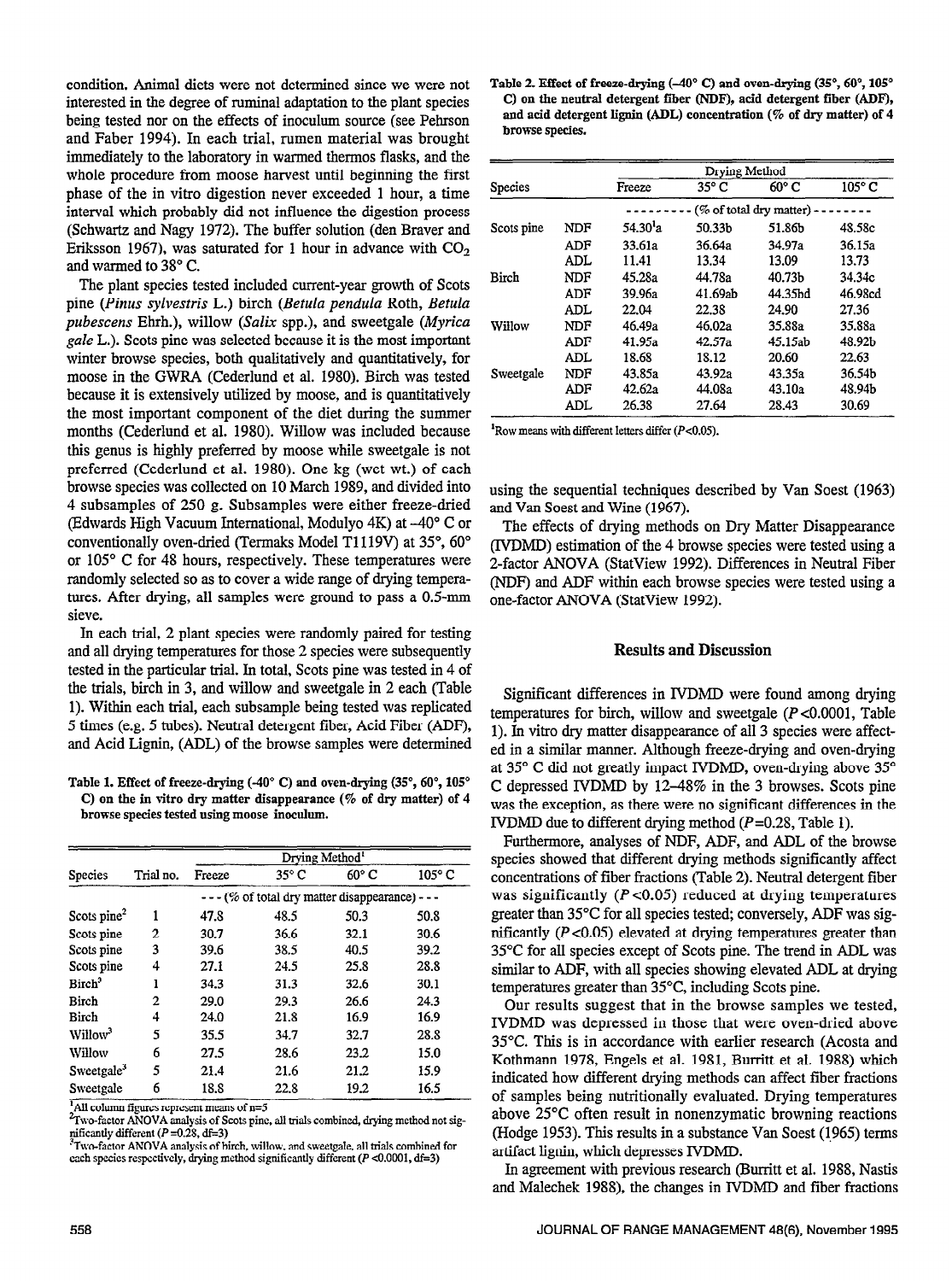condition. Animal diets were not determined since we were not interested in the degree of ruminal adaptation to the plant species being tested nor on the effects of inoculum source (see Pehrson and Faber 1994). In each trial, rumen material was brought immediately to the laboratory in warmed thermos flasks, and the whole procedure from moose harvest until beginning the first phase of the in vitro digestion never exceeded 1 hour, a time interval which probably did not influence the digestion process (Schwartz and Nagy 1972). The buffer solution (den Braver and Eriksson 1967), was saturated for 1 hour in advance with $CO_2$ and warmed to 38° C.

The plant species tested included current-year growth of Scots pine (*Pinus sylvestris* L.) birch (*Betula pendula* Roth, *Betula pubescens* Ehrh.), willow (*Salix* spp.), and sweetgale (*Myrica gale* L.). Scots pine was selected because it is the most important winter browse species, both qualitatively and quantitatively, for moose in the GWRA (Cederlund et al. 1980). Birch was tested because it is extensively utilized by moose, and is quantitatively the most important component of the diet during the summer months (Cederlund et al. 1980). Willow was included because this genus is highly preferred by moose while sweetgale is not preferred (Cederlund et al. 1980). One kg (wet wt.) of each browse species was collected on 10 March 1989, and divided into 4 subsamples of 250 g. Subsamples were either freeze-dried (Edwards High Vacuum International, Modulyo 4K) at -40° C or conventionally oven-dried (Termaks Model T1119V) at 35°, 60° or 105° C for 48 hours, respectively. These temperatures were randomly selected so as to cover a wide range of drying temperatures. After drying, all samples were ground to pass a 0.5-mm sieve.

In each trial, 2 plant species were randomly paired for testing and all drying temperatures for those 2 species were subsequently tested in the particular trial. In total, Scots pine was tested in 4 of the trials, birch in 3, and willow and sweetgale in 2 each (Table 1). Within each trial, each subsample being tested was replicated 5 times (e.g. 5 tubes). Neutral detergent fiber, Acid Fiber (ADF), and Acid Lignin, (ADL) of the browse samples were determined using the sequential techniques described by Van Soest (1963) and Van Soest and Wine (1967).

**Table 1. Effect of freeze-drying (-40° C) and oven-drying (35°, 60°, 105° C) on the in vitro dry matter disappearance (% of dry matter) of 4 browse species tested using moose inoculum.**

| Species | Trial no. | Drying Method[1] | | | |
|---|---|---|---|---|---|
| | | Freeze | 35° C | 60° C | 105° C |
| | | --- (% of total dry matter disappearance) --- | | | |
| Scots pine[2] | 1 | 47.8 | 48.5 | 50.3 | 50.8 |
| Scots pine | 2 | 30.7 | 36.6 | 32.1 | 30.6 |
| Scots pine | 3 | 39.6 | 38.5 | 40.5 | 39.2 |
| Scots pine | 4 | 27.1 | 24.5 | 25.8 | 28.8 |
| Birch[3] | 1 | 34.3 | 31.3 | 32.6 | 30.1 |
| Birch | 2 | 29.0 | 29.3 | 26.6 | 24.3 |
| Birch | 4 | 24.0 | 21.8 | 16.9 | 16.9 |
| Willow[3] | 5 | 35.5 | 34.7 | 32.7 | 28.8 |
| Willow | 6 | 27.5 | 28.6 | 23.2 | 15.0 |
| Sweetgale[3] | 5 | 21.4 | 21.6 | 21.2 | 15.9 |
| Sweetgale | 6 | 18.8 | 22.8 | 19.2 | 16.5 |

[1]All column figures represent means of n=5

[2]Two-factor ANOVA analysis of Scots pine, all trials combined, drying method not significantly different ($P$=0.28, df=3)

[3]Two-factor ANOVA analysis of birch, willow, and sweetgale, all trials combined for each species respectively, drying method significantly different ($P$<0.0001, df=3)

**Table 2. Effect of freeze-drying (-40° C) and oven-drying (35°, 60°, 105° C) on the neutral detergent fiber (NDF), acid detergent fiber (ADF), and acid detergent lignin (ADL) concentration (% of dry matter) of 4 browse species.**

| Species | | Drying Method | | | |
|---|---|---|---|---|---|
| | | Freeze | 35° C | 60° C | 105° C |
| | | --------- (% of total dry matter) -------- | | | |
| Scots pine | NDF | 54.30[1]a | 50.33b | 51.86b | 48.58c |
| | ADF | 33.61a | 36.64a | 34.97a | 36.15a |
| | ADL | 11.41 | 13.34 | 13.09 | 13.73 |
| Birch | NDF | 45.28a | 44.78a | 40.73b | 34.34c |
| | ADF | 39.96a | 41.69ab | 44.35bd | 46.98cd |
| | ADL | 22.04 | 22.38 | 24.90 | 27.36 |
| Willow | NDF | 46.49a | 46.02a | 35.88a | 35.88a |
| | ADF | 41.95a | 42.57a | 45.15ab | 48.92b |
| | ADL | 18.68 | 18.12 | 20.60 | 22.63 |
| Sweetgale | NDF | 43.85a | 43.92a | 43.35a | 36.54b |
| | ADF | 42.62a | 44.08a | 43.10a | 48.94b |
| | ADL | 26.38 | 27.64 | 28.43 | 30.69 |

[1]Row means with different letters differ ($P$<0.05).

The effects of drying methods on Dry Matter Disappearance (IVDMD) estimation of the 4 browse species were tested using a 2-factor ANOVA (StatView 1992). Differences in Neutral Fiber (NDF) and ADF within each browse species were tested using a one-factor ANOVA (StatView 1992).

## Results and Discussion

Significant differences in IVDMD were found among drying temperatures for birch, willow and sweetgale ($P$<0.0001, Table 1). In vitro dry matter disappearance of all 3 species were affected in a similar manner. Although freeze-drying and oven-drying at 35° C did not greatly impact IVDMD, oven-drying above 35° C depressed IVDMD by 12–48% in the 3 browses. Scots pine was the exception, as there were no significant differences in the IVDMD due to different drying method ($P$=0.28, Table 1).

Furthermore, analyses of NDF, ADF, and ADL of the browse species showed that different drying methods significantly affect concentrations of fiber fractions (Table 2). Neutral detergent fiber was significantly ($P$<0.05) reduced at drying temperatures greater than 35°C for all species tested; conversely, ADF was significantly ($P$<0.05) elevated at drying temperatures greater than 35°C for all species except of Scots pine. The trend in ADL was similar to ADF, with all species showing elevated ADL at drying temperatures greater than 35°C, including Scots pine.

Our results suggest that in the browse samples we tested, IVDMD was depressed in those that were oven-dried above 35°C. This is in accordance with earlier research (Acosta and Kothmann 1978, Engels et al. 1981, Burritt et al. 1988) which indicated how different drying methods can affect fiber fractions of samples being nutritionally evaluated. Drying temperatures above 25°C often result in nonenzymatic browning reactions (Hodge 1953). This results in a substance Van Soest (1965) terms artifact lignin, which depresses IVDMD.

In agreement with previous research (Burritt et al. 1988, Nastis and Malechek 1988), the changes in IVDMD and fiber fractions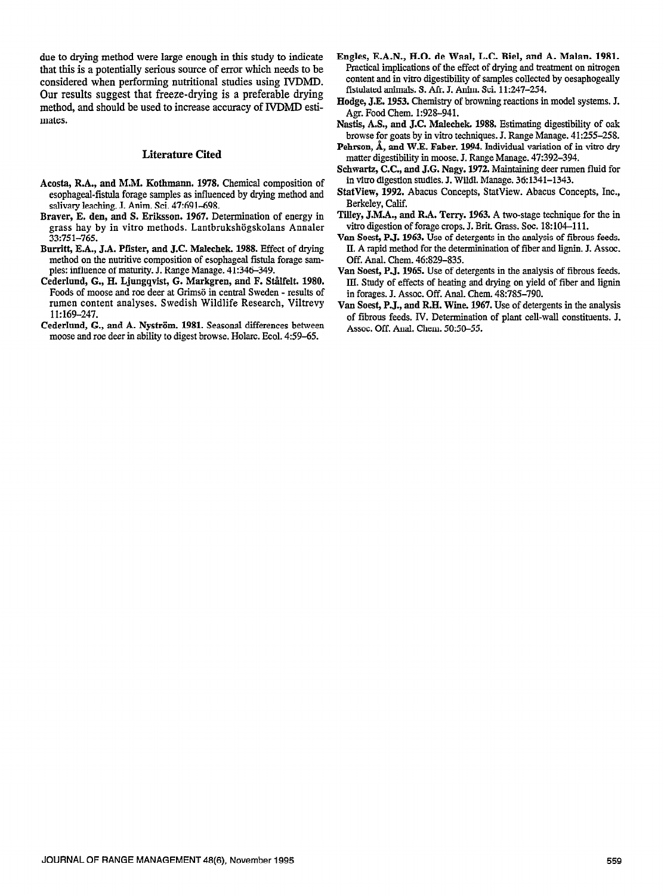due to drying method were large enough in this study to indicate that this is a potentially serious source of error which needs to be considered when performing nutritional studies using IVDMD. Our results suggest that freeze-drying is a preferable drying method, and should be used to increase accuracy of IVDMD estimates.

## Literature Cited

**Acosta, R.A., and M.M. Kothmann. 1978.** Chemical composition of esophageal-fistula forage samples as influenced by drying method and salivary leaching. J. Anim. Sci. 47:691–698.

**Braver, E. den, and S. Eriksson. 1967.** Determination of energy in grass hay by in vitro methods. Lantbrukshögskolans Annaler 33:751–765.

**Burritt, E.A., J.A. Pfister, and J.C. Malechek. 1988.** Effect of drying method on the nutritive composition of esophageal fistula forage samples: influence of maturity. J. Range Manage. 41:346–349.

**Cederlund, G., H. Ljungqvist, G. Markgren, and F. Stålfelt. 1980.** Foods of moose and roe deer at Grimsö in central Sweden - results of rumen content analyses. Swedish Wildlife Research, Viltrevy 11:169–247.

**Cederlund, G., and A. Nyström. 1981.** Seasonal differences between moose and roe deer in ability to digest browse. Holarc. Ecol. 4:59–65.

**Engles, E.A.N., H.O. de Waal, L.C. Biel, and A. Malan. 1981.** Practical implications of the effect of drying and treatment on nitrogen content and in vitro digestibility of samples collected by oesaphogeally fistulated animals. S. Afr. J. Anim. Sci. 11:247–254.

**Hodge, J.E. 1953.** Chemistry of browning reactions in model systems. J. Agr. Food Chem. 1:928–941.

**Nastis, A.S., and J.C. Malechek. 1988.** Estimating digestibility of oak browse for goats by in vitro techniques. J. Range Manage. 41:255–258.

**Pehrson, Å, and W.E. Faber. 1994.** Individual variation of in vitro dry matter digestibility in moose. J. Range Manage. 47:392–394.

**Schwartz, C.C., and J.G. Nagy. 1972.** Maintaining deer rumen fluid for in vitro digestion studies. J. Wildl. Manage. 36:1341–1343.

**StatView, 1992.** Abacus Concepts, StatView. Abacus Concepts, Inc., Berkeley, Calif.

**Tilley, J.M.A., and R.A. Terry. 1963.** A two-stage technique for the in vitro digestion of forage crops. J. Brit. Grass. Soc. 18:104–111.

**Van Soest, P.J. 1963.** Use of detergents in the analysis of fibrous feeds. II. A rapid method for the determinination of fiber and lignin. J. Assoc. Off. Anal. Chem. 46:829–835.

**Van Soest, P.J. 1965.** Use of detergents in the analysis of fibrous feeds. III. Study of effects of heating and drying on yield of fiber and lignin in forages. J. Assoc. Off. Anal. Chem. 48:785–790.

**Van Soest, P.J., and R.H. Wine. 1967.** Use of detergents in the analysis of fibrous feeds. IV. Determination of plant cell-wall constituents. J. Assoc. Off. Anal. Chem. 50:50–55.